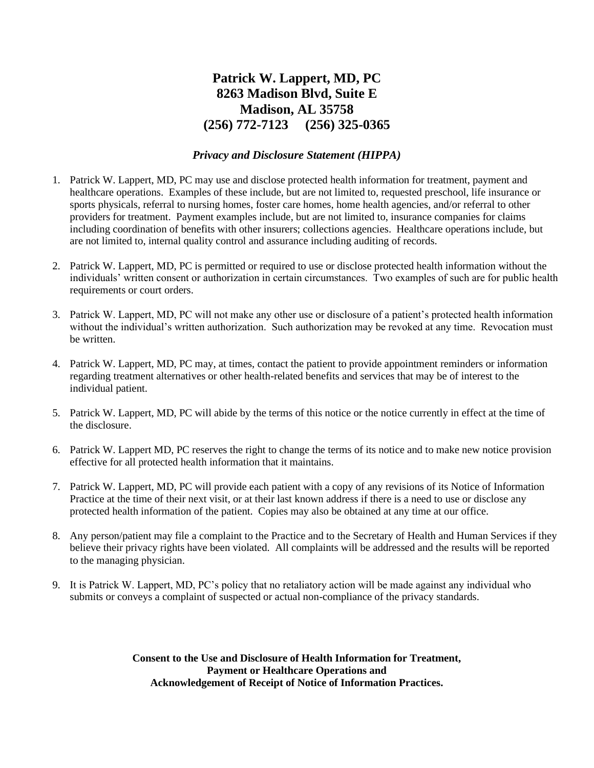# Patrick W. Lappert, MD, PC
## 8263 Madison Blvd, Suite E
## Madison, AL 35758
## (256) 772-7123     (256) 325-0365

***Privacy and Disclosure Statement (HIPPA)***

1. Patrick W. Lappert, MD, PC may use and disclose protected health information for treatment, payment and healthcare operations. Examples of these include, but are not limited to, requested preschool, life insurance or sports physicals, referral to nursing homes, foster care homes, home health agencies, and/or referral to other providers for treatment. Payment examples include, but are not limited to, insurance companies for claims including coordination of benefits with other insurers; collections agencies. Healthcare operations include, but are not limited to, internal quality control and assurance including auditing of records.

2. Patrick W. Lappert, MD, PC is permitted or required to use or disclose protected health information without the individuals' written consent or authorization in certain circumstances. Two examples of such are for public health requirements or court orders.

3. Patrick W. Lappert, MD, PC will not make any other use or disclosure of a patient's protected health information without the individual's written authorization. Such authorization may be revoked at any time. Revocation must be written.

4. Patrick W. Lappert, MD, PC may, at times, contact the patient to provide appointment reminders or information regarding treatment alternatives or other health-related benefits and services that may be of interest to the individual patient.

5. Patrick W. Lappert, MD, PC will abide by the terms of this notice or the notice currently in effect at the time of the disclosure.

6. Patrick W. Lappert MD, PC reserves the right to change the terms of its notice and to make new notice provision effective for all protected health information that it maintains.

7. Patrick W. Lappert, MD, PC will provide each patient with a copy of any revisions of its Notice of Information Practice at the time of their next visit, or at their last known address if there is a need to use or disclose any protected health information of the patient. Copies may also be obtained at any time at our office.

8. Any person/patient may file a complaint to the Practice and to the Secretary of Health and Human Services if they believe their privacy rights have been violated. All complaints will be addressed and the results will be reported to the managing physician.

9. It is Patrick W. Lappert, MD, PC's policy that no retaliatory action will be made against any individual who submits or conveys a complaint of suspected or actual non-compliance of the privacy standards.

**Consent to the Use and Disclosure of Health Information for Treatment, Payment or Healthcare Operations and Acknowledgement of Receipt of Notice of Information Practices.**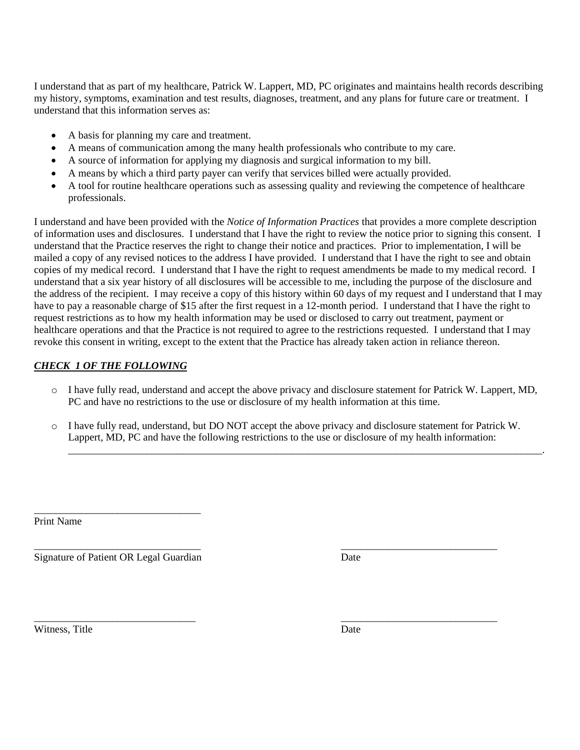I understand that as part of my healthcare, Patrick W. Lappert, MD, PC originates and maintains health records describing my history, symptoms, examination and test results, diagnoses, treatment, and any plans for future care or treatment. I understand that this information serves as:

- A basis for planning my care and treatment.
- A means of communication among the many health professionals who contribute to my care.
- A source of information for applying my diagnosis and surgical information to my bill.
- A means by which a third party payer can verify that services billed were actually provided.
- A tool for routine healthcare operations such as assessing quality and reviewing the competence of healthcare professionals.

I understand and have been provided with the *Notice of Information Practices* that provides a more complete description of information uses and disclosures. I understand that I have the right to review the notice prior to signing this consent. I understand that the Practice reserves the right to change their notice and practices. Prior to implementation, I will be mailed a copy of any revised notices to the address I have provided. I understand that I have the right to see and obtain copies of my medical record. I understand that I have the right to request amendments be made to my medical record. I understand that a six year history of all disclosures will be accessible to me, including the purpose of the disclosure and the address of the recipient. I may receive a copy of this history within 60 days of my request and I understand that I may have to pay a reasonable charge of $15 after the first request in a 12-month period. I understand that I have the right to request restrictions as to how my health information may be used or disclosed to carry out treatment, payment or healthcare operations and that the Practice is not required to agree to the restrictions requested. I understand that I may revoke this consent in writing, except to the extent that the Practice has already taken action in reliance thereon.

***CHECK 1 OF THE FOLLOWING***

- ☐ I have fully read, understand and accept the above privacy and disclosure statement for Patrick W. Lappert, MD, PC and have no restrictions to the use or disclosure of my health information at this time.
- ☐ I have fully read, understand, but DO NOT accept the above privacy and disclosure statement for Patrick W. Lappert, MD, PC and have the following restrictions to the use or disclosure of my health information: ________________________________________________________________________________.

________________________________
Print Name

________________________________ ______________________________
Signature of Patient OR Legal Guardian Date

________________________________ ______________________________
Witness, Title Date